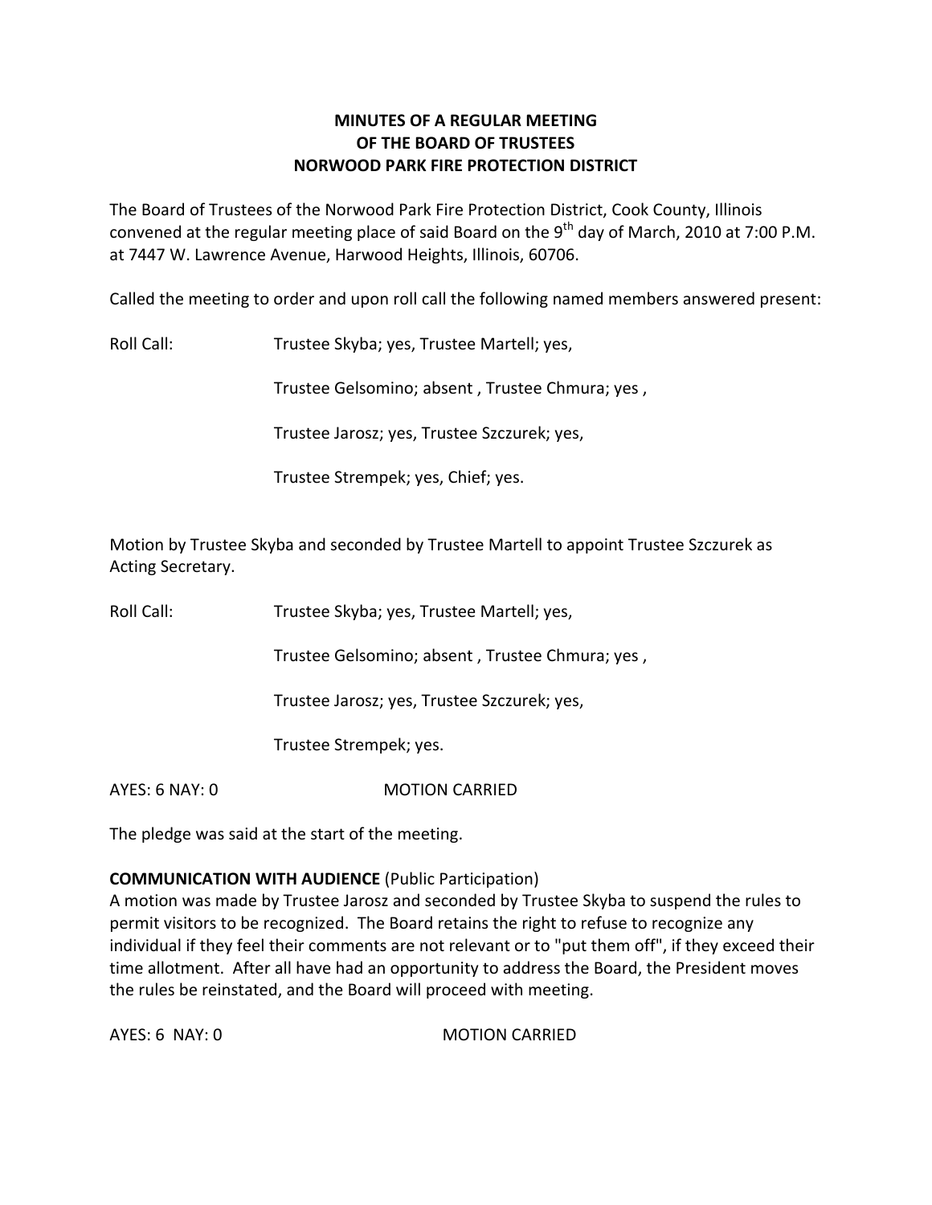**MINUTES OF A REGULAR MEETING**
**OF THE BOARD OF TRUSTEES**
**NORWOOD PARK FIRE PROTECTION DISTRICT**

The Board of Trustees of the Norwood Park Fire Protection District, Cook County, Illinois convened at the regular meeting place of said Board on the 9th day of March, 2010 at 7:00 P.M. at 7447 W. Lawrence Avenue, Harwood Heights, Illinois, 60706.

Called the meeting to order and upon roll call the following named members answered present:

Roll Call: Trustee Skyba; yes, Trustee Martell; yes,

Trustee Gelsomino; absent , Trustee Chmura; yes ,

Trustee Jarosz; yes, Trustee Szczurek; yes,

Trustee Strempek; yes, Chief; yes.

Motion by Trustee Skyba and seconded by Trustee Martell to appoint Trustee Szczurek as Acting Secretary.

Roll Call: Trustee Skyba; yes, Trustee Martell; yes,

Trustee Gelsomino; absent , Trustee Chmura; yes ,

Trustee Jarosz; yes, Trustee Szczurek; yes,

Trustee Strempek; yes.

AYES: 6 NAY: 0 MOTION CARRIED

The pledge was said at the start of the meeting.

**COMMUNICATION WITH AUDIENCE** (Public Participation)
A motion was made by Trustee Jarosz and seconded by Trustee Skyba to suspend the rules to permit visitors to be recognized. The Board retains the right to refuse to recognize any individual if they feel their comments are not relevant or to "put them off", if they exceed their time allotment. After all have had an opportunity to address the Board, the President moves the rules be reinstated, and the Board will proceed with meeting.

AYES: 6 NAY: 0 MOTION CARRIED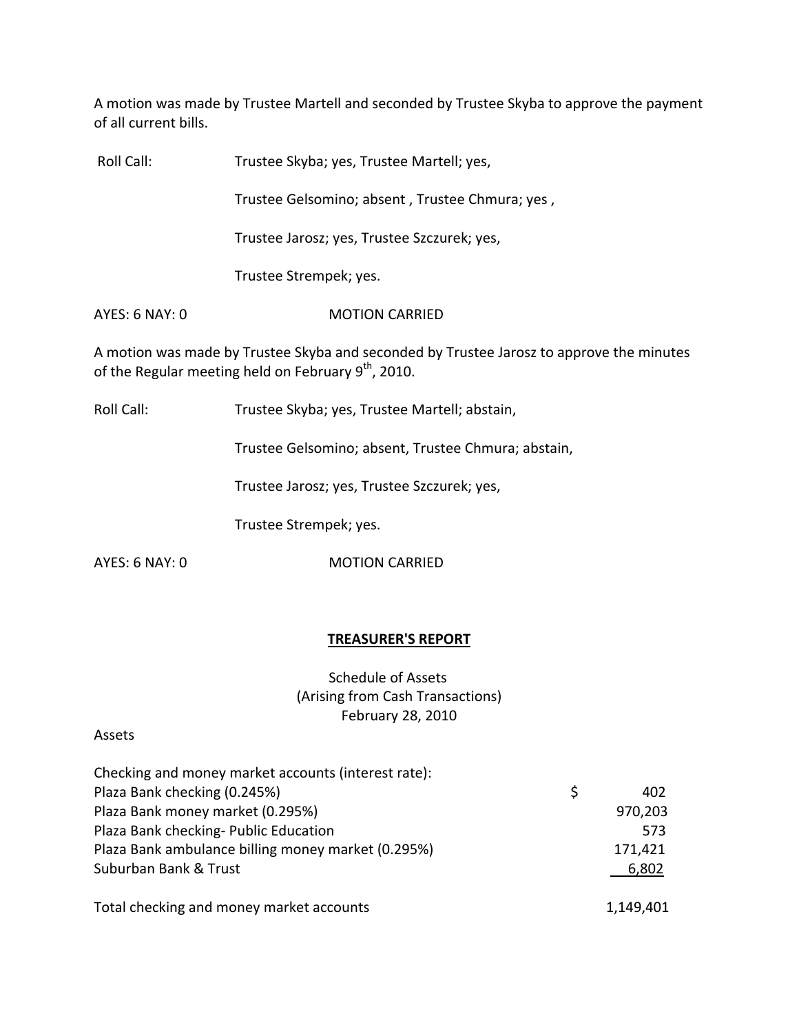A motion was made by Trustee Martell and seconded by Trustee Skyba to approve the payment of all current bills.

Roll Call: Trustee Skyba; yes, Trustee Martell; yes,

Trustee Gelsomino; absent , Trustee Chmura; yes ,

Trustee Jarosz; yes, Trustee Szczurek; yes,

Trustee Strempek; yes.

AYES: 6 NAY: 0 MOTION CARRIED

A motion was made by Trustee Skyba and seconded by Trustee Jarosz to approve the minutes of the Regular meeting held on February 9th, 2010.

Roll Call: Trustee Skyba; yes, Trustee Martell; abstain,

Trustee Gelsomino; absent, Trustee Chmura; abstain,

Trustee Jarosz; yes, Trustee Szczurek; yes,

Trustee Strempek; yes.

AYES: 6 NAY: 0 MOTION CARRIED

## TREASURER'S REPORT

Schedule of Assets
(Arising from Cash Transactions)
February 28, 2010

Assets

| Checking and money market accounts (interest rate): | |
|---|---|
| Plaza Bank checking (0.245%) | $ 402 |
| Plaza Bank money market (0.295%) | 970,203 |
| Plaza Bank checking- Public Education | 573 |
| Plaza Bank ambulance billing money market (0.295%) | 171,421 |
| Suburban Bank & Trust | 6,802 |
| Total checking and money market accounts | 1,149,401 |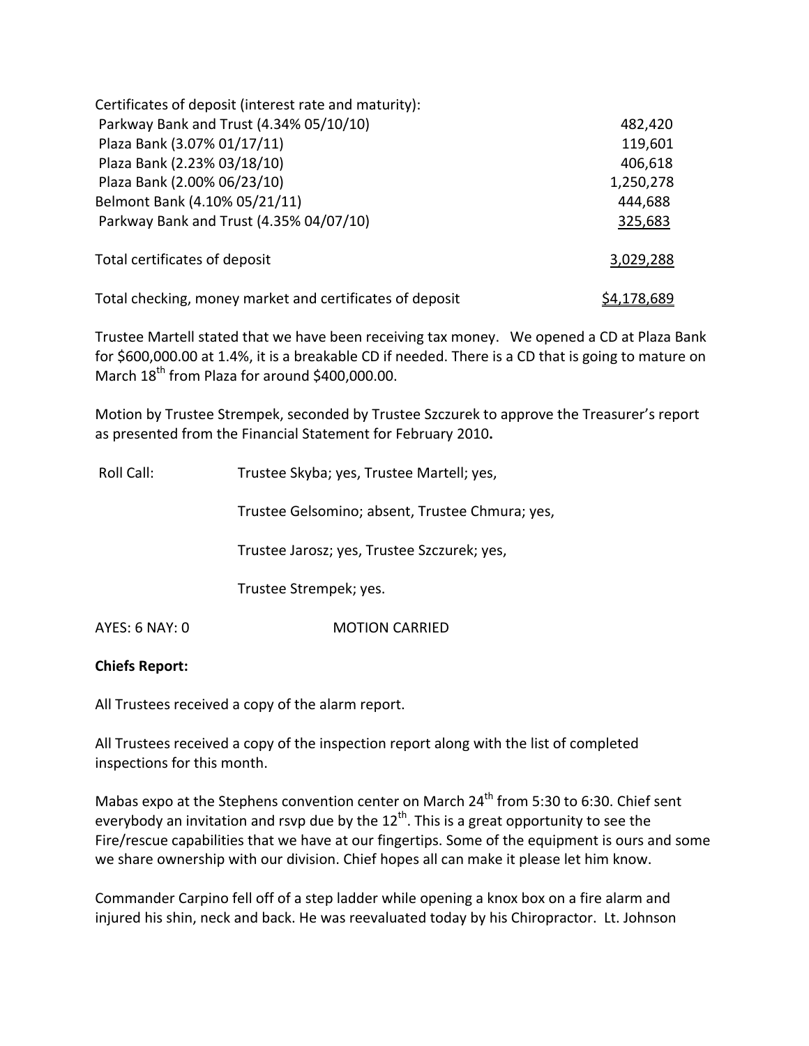| Certificates of deposit (interest rate and maturity): | |
|---|---|
| Parkway Bank and Trust (4.34% 05/10/10) | 482,420 |
| Plaza Bank (3.07% 01/17/11) | 119,601 |
| Plaza Bank (2.23% 03/18/10) | 406,618 |
| Plaza Bank (2.00% 06/23/10) | 1,250,278 |
| Belmont Bank (4.10% 05/21/11) | 444,688 |
| Parkway Bank and Trust (4.35% 04/07/10) | 325,683 |
| Total certificates of deposit | 3,029,288 |
| Total checking, money market and certificates of deposit | $4,178,689 |

Trustee Martell stated that we have been receiving tax money. We opened a CD at Plaza Bank for $600,000.00 at 1.4%, it is a breakable CD if needed. There is a CD that is going to mature on March 18th from Plaza for around $400,000.00.

Motion by Trustee Strempek, seconded by Trustee Szczurek to approve the Treasurer's report as presented from the Financial Statement for February 2010**.**

Roll Call: Trustee Skyba; yes, Trustee Martell; yes,

Trustee Gelsomino; absent, Trustee Chmura; yes,

Trustee Jarosz; yes, Trustee Szczurek; yes,

Trustee Strempek; yes.

AYES: 6 NAY: 0 MOTION CARRIED

**Chiefs Report:**

All Trustees received a copy of the alarm report.

All Trustees received a copy of the inspection report along with the list of completed inspections for this month.

Mabas expo at the Stephens convention center on March 24th from 5:30 to 6:30. Chief sent everybody an invitation and rsvp due by the 12th. This is a great opportunity to see the Fire/rescue capabilities that we have at our fingertips. Some of the equipment is ours and some we share ownership with our division. Chief hopes all can make it please let him know.

Commander Carpino fell off of a step ladder while opening a knox box on a fire alarm and injured his shin, neck and back. He was reevaluated today by his Chiropractor. Lt. Johnson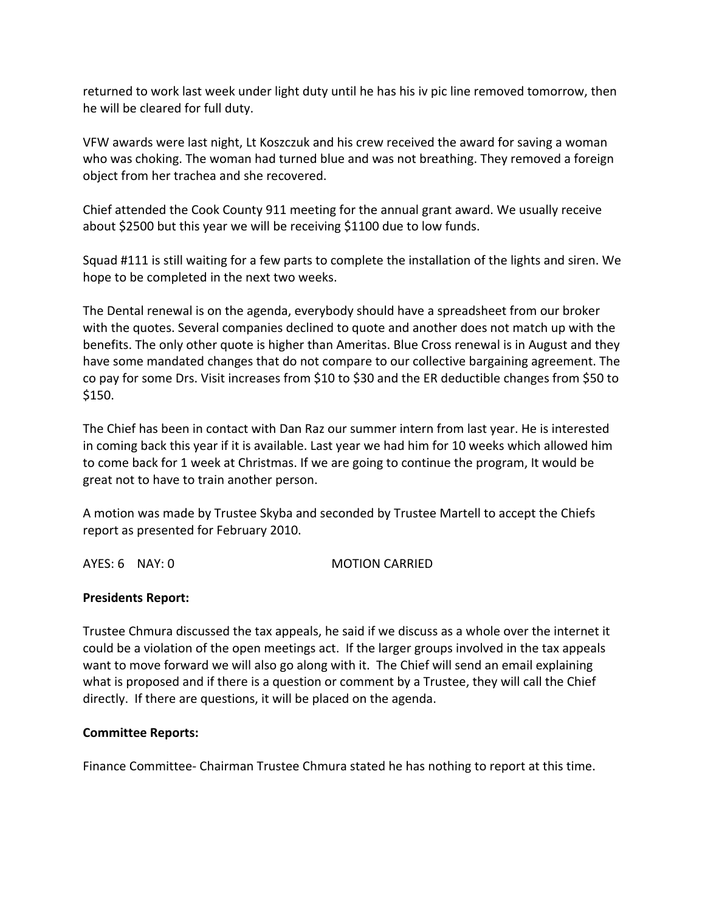returned to work last week under light duty until he has his iv pic line removed tomorrow, then he will be cleared for full duty.

VFW awards were last night, Lt Koszczuk and his crew received the award for saving a woman who was choking. The woman had turned blue and was not breathing. They removed a foreign object from her trachea and she recovered.

Chief attended the Cook County 911 meeting for the annual grant award. We usually receive about $2500 but this year we will be receiving $1100 due to low funds.

Squad #111 is still waiting for a few parts to complete the installation of the lights and siren. We hope to be completed in the next two weeks.

The Dental renewal is on the agenda, everybody should have a spreadsheet from our broker with the quotes. Several companies declined to quote and another does not match up with the benefits. The only other quote is higher than Ameritas. Blue Cross renewal is in August and they have some mandated changes that do not compare to our collective bargaining agreement. The co pay for some Drs. Visit increases from $10 to $30 and the ER deductible changes from $50 to $150.

The Chief has been in contact with Dan Raz our summer intern from last year. He is interested in coming back this year if it is available. Last year we had him for 10 weeks which allowed him to come back for 1 week at Christmas. If we are going to continue the program, It would be great not to have to train another person.

A motion was made by Trustee Skyba and seconded by Trustee Martell to accept the Chiefs report as presented for February 2010.

AYES: 6 NAY: 0 MOTION CARRIED

**Presidents Report:**

Trustee Chmura discussed the tax appeals, he said if we discuss as a whole over the internet it could be a violation of the open meetings act. If the larger groups involved in the tax appeals want to move forward we will also go along with it. The Chief will send an email explaining what is proposed and if there is a question or comment by a Trustee, they will call the Chief directly. If there are questions, it will be placed on the agenda.

**Committee Reports:**

Finance Committee- Chairman Trustee Chmura stated he has nothing to report at this time.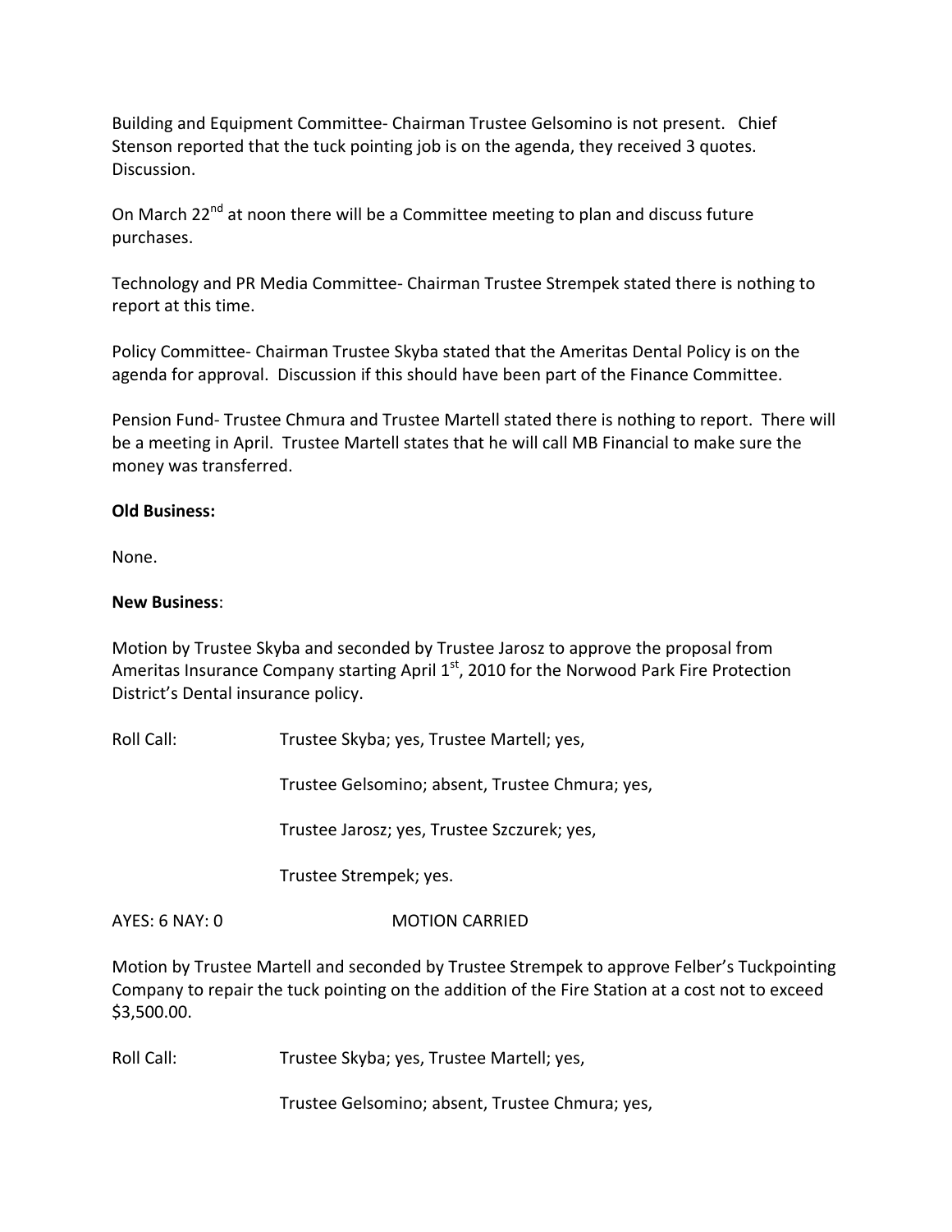Building and Equipment Committee- Chairman Trustee Gelsomino is not present. Chief Stenson reported that the tuck pointing job is on the agenda, they received 3 quotes. Discussion.

On March 22nd at noon there will be a Committee meeting to plan and discuss future purchases.

Technology and PR Media Committee- Chairman Trustee Strempek stated there is nothing to report at this time.

Policy Committee- Chairman Trustee Skyba stated that the Ameritas Dental Policy is on the agenda for approval. Discussion if this should have been part of the Finance Committee.

Pension Fund- Trustee Chmura and Trustee Martell stated there is nothing to report. There will be a meeting in April. Trustee Martell states that he will call MB Financial to make sure the money was transferred.

**Old Business:**

None.

**New Business**:

Motion by Trustee Skyba and seconded by Trustee Jarosz to approve the proposal from Ameritas Insurance Company starting April 1st, 2010 for the Norwood Park Fire Protection District's Dental insurance policy.

Roll Call: Trustee Skyba; yes, Trustee Martell; yes,

Trustee Gelsomino; absent, Trustee Chmura; yes,

Trustee Jarosz; yes, Trustee Szczurek; yes,

Trustee Strempek; yes.

AYES: 6 NAY: 0 MOTION CARRIED

Motion by Trustee Martell and seconded by Trustee Strempek to approve Felber's Tuckpointing Company to repair the tuck pointing on the addition of the Fire Station at a cost not to exceed $3,500.00.

Roll Call: Trustee Skyba; yes, Trustee Martell; yes,

Trustee Gelsomino; absent, Trustee Chmura; yes,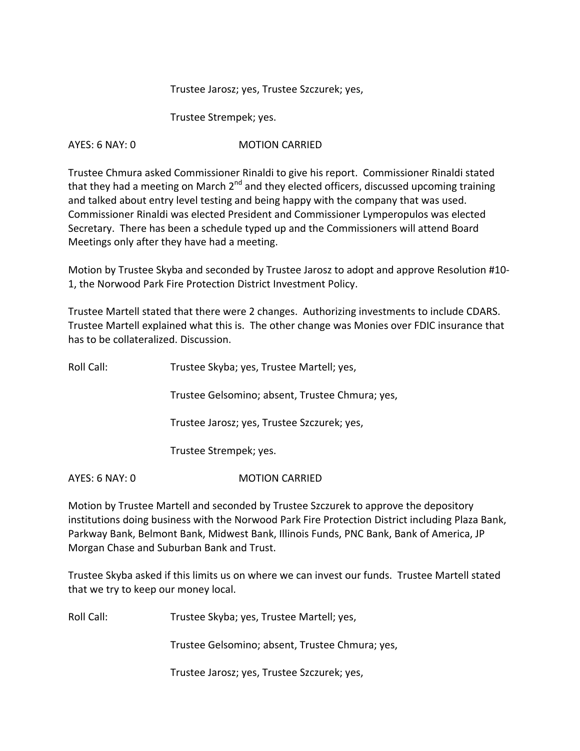Trustee Jarosz; yes, Trustee Szczurek; yes,

Trustee Strempek; yes.

AYES: 6 NAY: 0 MOTION CARRIED

Trustee Chmura asked Commissioner Rinaldi to give his report. Commissioner Rinaldi stated that they had a meeting on March 2nd and they elected officers, discussed upcoming training and talked about entry level testing and being happy with the company that was used. Commissioner Rinaldi was elected President and Commissioner Lymperopulos was elected Secretary. There has been a schedule typed up and the Commissioners will attend Board Meetings only after they have had a meeting.

Motion by Trustee Skyba and seconded by Trustee Jarosz to adopt and approve Resolution #10-1, the Norwood Park Fire Protection District Investment Policy.

Trustee Martell stated that there were 2 changes. Authorizing investments to include CDARS. Trustee Martell explained what this is. The other change was Monies over FDIC insurance that has to be collateralized. Discussion.

Roll Call: Trustee Skyba; yes, Trustee Martell; yes,

Trustee Gelsomino; absent, Trustee Chmura; yes,

Trustee Jarosz; yes, Trustee Szczurek; yes,

Trustee Strempek; yes.

AYES: 6 NAY: 0 MOTION CARRIED

Motion by Trustee Martell and seconded by Trustee Szczurek to approve the depository institutions doing business with the Norwood Park Fire Protection District including Plaza Bank, Parkway Bank, Belmont Bank, Midwest Bank, Illinois Funds, PNC Bank, Bank of America, JP Morgan Chase and Suburban Bank and Trust.

Trustee Skyba asked if this limits us on where we can invest our funds. Trustee Martell stated that we try to keep our money local.

Roll Call: Trustee Skyba; yes, Trustee Martell; yes,

Trustee Gelsomino; absent, Trustee Chmura; yes,

Trustee Jarosz; yes, Trustee Szczurek; yes,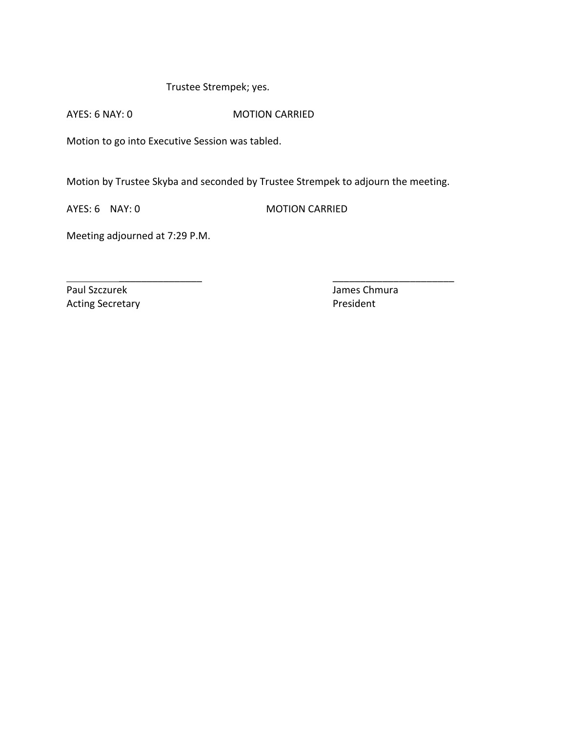Trustee Strempek; yes.

AYES: 6 NAY: 0 MOTION CARRIED

Motion to go into Executive Session was tabled.

Motion by Trustee Skyba and seconded by Trustee Strempek to adjourn the meeting.

AYES: 6 NAY: 0 MOTION CARRIED

Meeting adjourned at 7:29 P.M.

_________________________ _________________________

Paul Szczurek
Acting Secretary

James Chmura
President